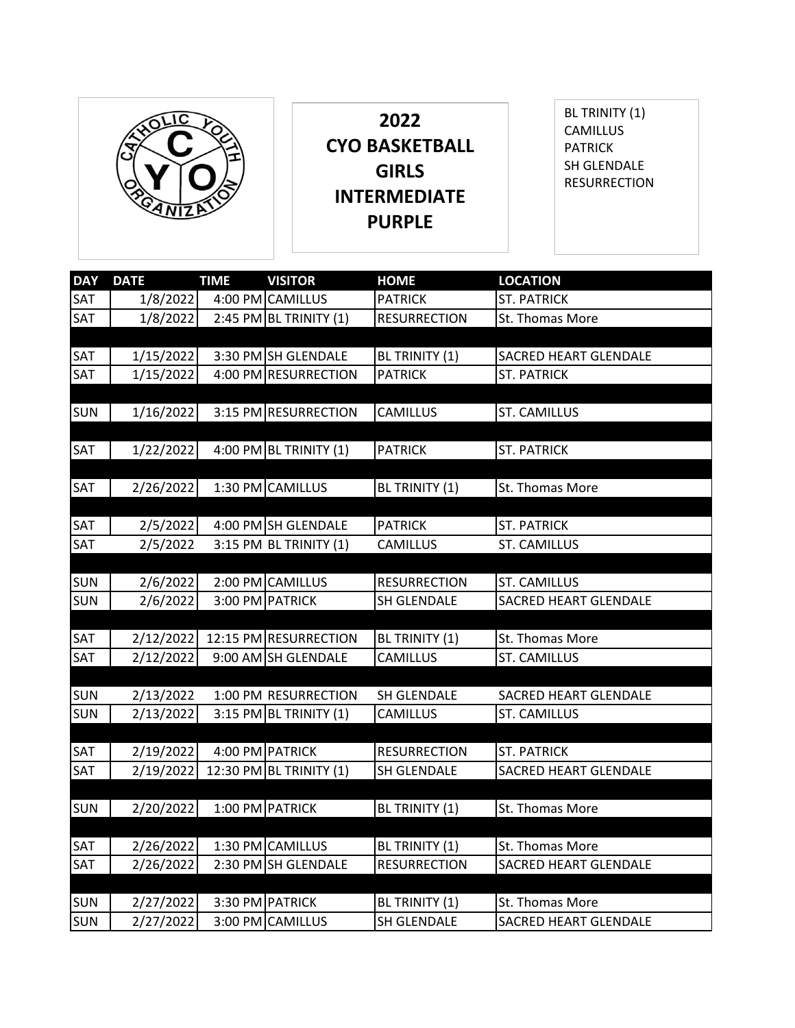# 2022 CYO BASKETBALL GIRLS INTERMEDIATE PURPLE

BL TRINITY (1)
CAMILLUS
PATRICK
SH GLENDALE
RESURRECTION

| DAY | DATE | TIME | VISITOR | HOME | LOCATION |
|---|---|---|---|---|---|
| SAT | 1/8/2022 | 4:00 PM | CAMILLUS | PATRICK | ST. PATRICK |
| SAT | 1/8/2022 | 2:45 PM | BL TRINITY (1) | RESURRECTION | St. Thomas More |
| | | | | | |
| SAT | 1/15/2022 | 3:30 PM | SH GLENDALE | BL TRINITY (1) | SACRED HEART GLENDALE |
| SAT | 1/15/2022 | 4:00 PM | RESURRECTION | PATRICK | ST. PATRICK |
| | | | | | |
| SUN | 1/16/2022 | 3:15 PM | RESURRECTION | CAMILLUS | ST. CAMILLUS |
| | | | | | |
| SAT | 1/22/2022 | 4:00 PM | BL TRINITY (1) | PATRICK | ST. PATRICK |
| | | | | | |
| SAT | 2/26/2022 | 1:30 PM | CAMILLUS | BL TRINITY (1) | St. Thomas More |
| | | | | | |
| SAT | 2/5/2022 | 4:00 PM | SH GLENDALE | PATRICK | ST. PATRICK |
| SAT | 2/5/2022 | 3:15 PM | BL TRINITY (1) | CAMILLUS | ST. CAMILLUS |
| | | | | | |
| SUN | 2/6/2022 | 2:00 PM | CAMILLUS | RESURRECTION | ST. CAMILLUS |
| SUN | 2/6/2022 | 3:00 PM | PATRICK | SH GLENDALE | SACRED HEART GLENDALE |
| | | | | | |
| SAT | 2/12/2022 | 12:15 PM | RESURRECTION | BL TRINITY (1) | St. Thomas More |
| SAT | 2/12/2022 | 9:00 AM | SH GLENDALE | CAMILLUS | ST. CAMILLUS |
| | | | | | |
| SUN | 2/13/2022 | 1:00 PM | RESURRECTION | SH GLENDALE | SACRED HEART GLENDALE |
| SUN | 2/13/2022 | 3:15 PM | BL TRINITY (1) | CAMILLUS | ST. CAMILLUS |
| | | | | | |
| SAT | 2/19/2022 | 4:00 PM | PATRICK | RESURRECTION | ST. PATRICK |
| SAT | 2/19/2022 | 12:30 PM | BL TRINITY (1) | SH GLENDALE | SACRED HEART GLENDALE |
| | | | | | |
| SUN | 2/20/2022 | 1:00 PM | PATRICK | BL TRINITY (1) | St. Thomas More |
| | | | | | |
| SAT | 2/26/2022 | 1:30 PM | CAMILLUS | BL TRINITY (1) | St. Thomas More |
| SAT | 2/26/2022 | 2:30 PM | SH GLENDALE | RESURRECTION | SACRED HEART GLENDALE |
| | | | | | |
| SUN | 2/27/2022 | 3:30 PM | PATRICK | BL TRINITY (1) | St. Thomas More |
| SUN | 2/27/2022 | 3:00 PM | CAMILLUS | SH GLENDALE | SACRED HEART GLENDALE |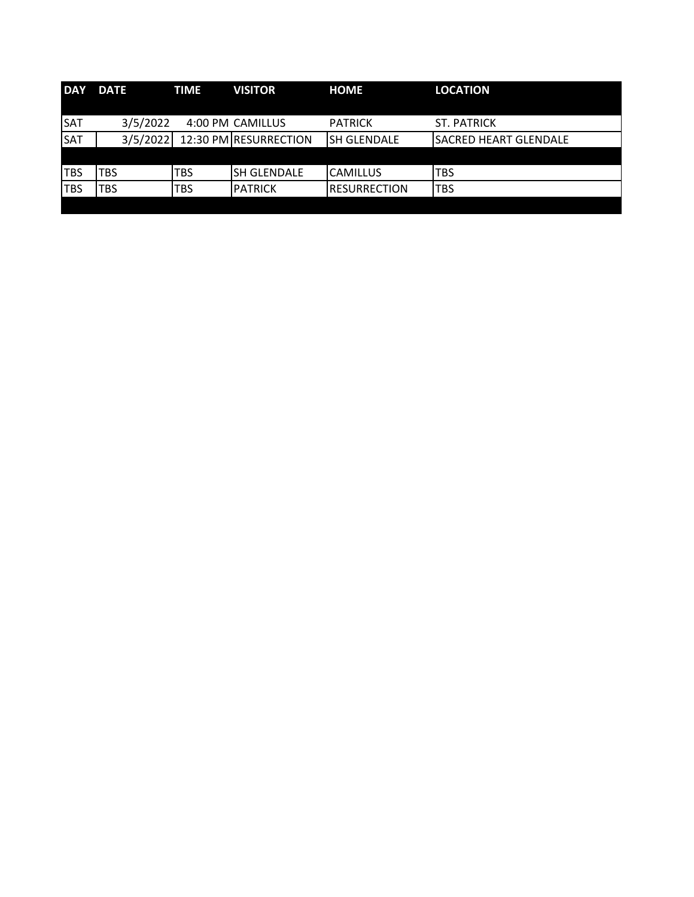| DAY | DATE | TIME | VISITOR | HOME | LOCATION |
| --- | --- | --- | --- | --- | --- |
| SAT | 3/5/2022 | 4:00 PM | CAMILLUS | PATRICK | ST. PATRICK |
| SAT | 3/5/2022 | 12:30 PM | RESURRECTION | SH GLENDALE | SACRED HEART GLENDALE |
| | | | | | |
| TBS | TBS | TBS | SH GLENDALE | CAMILLUS | TBS |
| TBS | TBS | TBS | PATRICK | RESURRECTION | TBS |